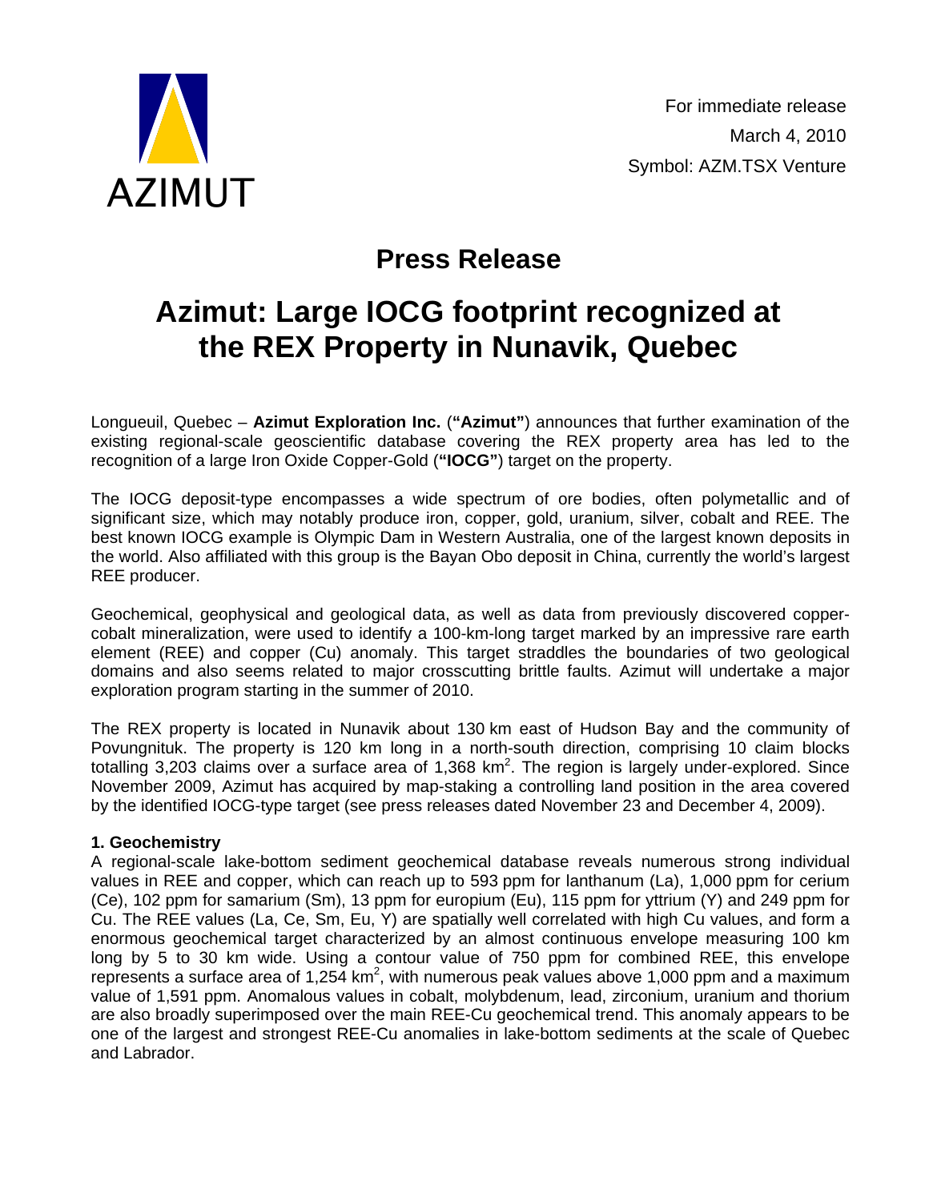AZIMUT

For immediate release
March 4, 2010
Symbol: AZM.TSX Venture

## Press Release

# Azimut: Large IOCG footprint recognized at the REX Property in Nunavik, Quebec

Longueuil, Quebec – **Azimut Exploration Inc.** (**"Azimut"**) announces that further examination of the existing regional-scale geoscientific database covering the REX property area has led to the recognition of a large Iron Oxide Copper-Gold (**"IOCG"**) target on the property.

The IOCG deposit-type encompasses a wide spectrum of ore bodies, often polymetallic and of significant size, which may notably produce iron, copper, gold, uranium, silver, cobalt and REE. The best known IOCG example is Olympic Dam in Western Australia, one of the largest known deposits in the world. Also affiliated with this group is the Bayan Obo deposit in China, currently the world's largest REE producer.

Geochemical, geophysical and geological data, as well as data from previously discovered copper-cobalt mineralization, were used to identify a 100-km-long target marked by an impressive rare earth element (REE) and copper (Cu) anomaly. This target straddles the boundaries of two geological domains and also seems related to major crosscutting brittle faults. Azimut will undertake a major exploration program starting in the summer of 2010.

The REX property is located in Nunavik about 130 km east of Hudson Bay and the community of Povungnituk. The property is 120 km long in a north-south direction, comprising 10 claim blocks totalling 3,203 claims over a surface area of 1,368 km$^2$. The region is largely under-explored. Since November 2009, Azimut has acquired by map-staking a controlling land position in the area covered by the identified IOCG-type target (see press releases dated November 23 and December 4, 2009).

**1. Geochemistry**

A regional-scale lake-bottom sediment geochemical database reveals numerous strong individual values in REE and copper, which can reach up to 593 ppm for lanthanum (La), 1,000 ppm for cerium (Ce), 102 ppm for samarium (Sm), 13 ppm for europium (Eu), 115 ppm for yttrium (Y) and 249 ppm for Cu. The REE values (La, Ce, Sm, Eu, Y) are spatially well correlated with high Cu values, and form a enormous geochemical target characterized by an almost continuous envelope measuring 100 km long by 5 to 30 km wide. Using a contour value of 750 ppm for combined REE, this envelope represents a surface area of 1,254 km$^2$, with numerous peak values above 1,000 ppm and a maximum value of 1,591 ppm. Anomalous values in cobalt, molybdenum, lead, zirconium, uranium and thorium are also broadly superimposed over the main REE-Cu geochemical trend. This anomaly appears to be one of the largest and strongest REE-Cu anomalies in lake-bottom sediments at the scale of Quebec and Labrador.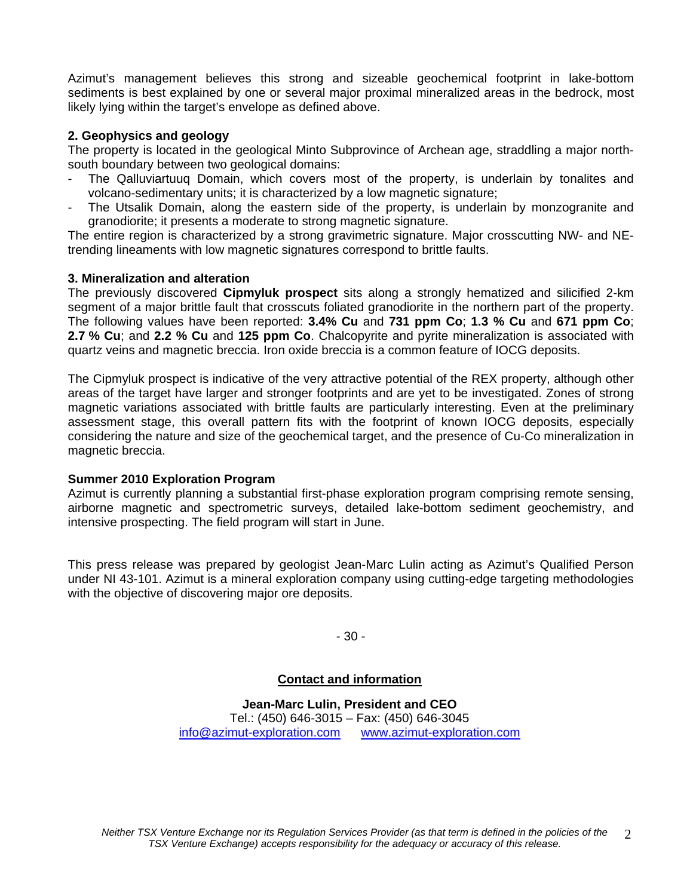Azimut's management believes this strong and sizeable geochemical footprint in lake-bottom sediments is best explained by one or several major proximal mineralized areas in the bedrock, most likely lying within the target's envelope as defined above.

**2. Geophysics and geology**

The property is located in the geological Minto Subprovince of Archean age, straddling a major north-south boundary between two geological domains:

- The Qalluviartuuq Domain, which covers most of the property, is underlain by tonalites and volcano-sedimentary units; it is characterized by a low magnetic signature;
- The Utsalik Domain, along the eastern side of the property, is underlain by monzogranite and granodiorite; it presents a moderate to strong magnetic signature.

The entire region is characterized by a strong gravimetric signature. Major crosscutting NW- and NE-trending lineaments with low magnetic signatures correspond to brittle faults.

**3. Mineralization and alteration**

The previously discovered **Cipmyluk prospect** sits along a strongly hematized and silicified 2-km segment of a major brittle fault that crosscuts foliated granodiorite in the northern part of the property. The following values have been reported: **3.4% Cu** and **731 ppm Co**; **1.3 % Cu** and **671 ppm Co**; **2.7 % Cu**; and **2.2 % Cu** and **125 ppm Co**. Chalcopyrite and pyrite mineralization is associated with quartz veins and magnetic breccia. Iron oxide breccia is a common feature of IOCG deposits.

The Cipmyluk prospect is indicative of the very attractive potential of the REX property, although other areas of the target have larger and stronger footprints and are yet to be investigated. Zones of strong magnetic variations associated with brittle faults are particularly interesting. Even at the preliminary assessment stage, this overall pattern fits with the footprint of known IOCG deposits, especially considering the nature and size of the geochemical target, and the presence of Cu-Co mineralization in magnetic breccia.

**Summer 2010 Exploration Program**

Azimut is currently planning a substantial first-phase exploration program comprising remote sensing, airborne magnetic and spectrometric surveys, detailed lake-bottom sediment geochemistry, and intensive prospecting. The field program will start in June.

This press release was prepared by geologist Jean-Marc Lulin acting as Azimut's Qualified Person under NI 43-101. Azimut is a mineral exploration company using cutting-edge targeting methodologies with the objective of discovering major ore deposits.

- 30 -

**Contact and information**

**Jean-Marc Lulin, President and CEO**
Tel.: (450) 646-3015 – Fax: (450) 646-3045
info@azimut-exploration.com www.azimut-exploration.com

*Neither TSX Venture Exchange nor its Regulation Services Provider (as that term is defined in the policies of the TSX Venture Exchange) accepts responsibility for the adequacy or accuracy of this release.*